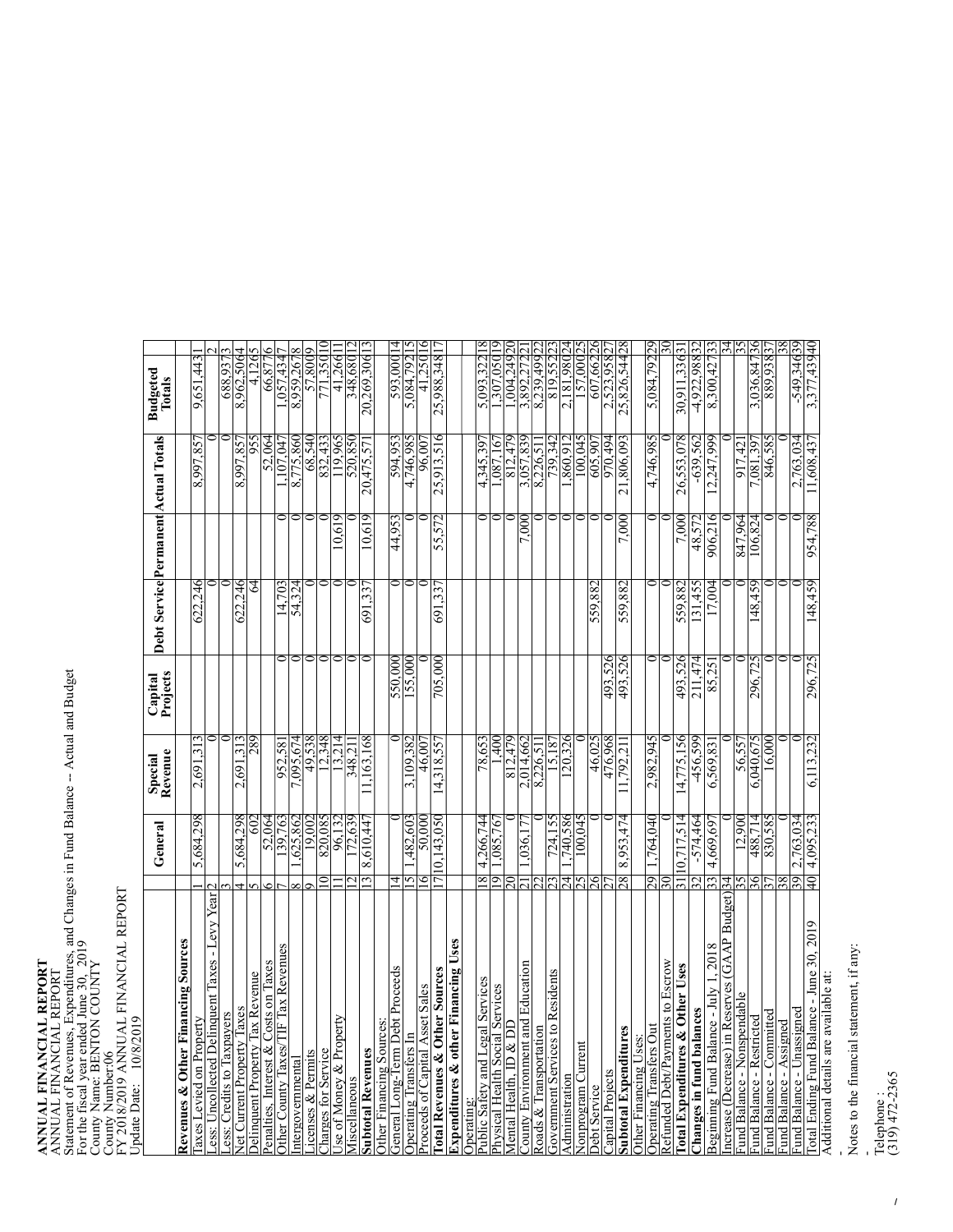**ANNUAL FINANCIAL REPORT**
ANNUAL FINANCIAL REPORT
Statement of Revenues, Expenditures, and Changes in Fund Balance -- Actual and Budget
For the fiscal year ended June 30, 2019
County Name: BENTON COUNTY
County Number:06
FY 2018/2019 ANNUAL FINANCIAL REPORT
Update Date: 10/8/2019

| | | General | Special Revenue | Capital Projects | Debt Service | Permanent | Actual Totals | Budgeted Totals | |
|---|---|---|---|---|---|---|---|---|---|
| **Revenues & Other Financing Sources** | | | | | | | | | |
| Taxes Levied on Property | 1 | 5,684,298 | 2,691,313 | | 622,246 | | 8,997,857 | 9,651,443 | 1 |
| Less: Uncollected Delinquent Taxes - Levy Year | 2 | | 0 | | 0 | | 0 | | 2 |
| Less: Credits to Taxpayers | 3 | | 0 | | 0 | | 0 | 688,937 | 3 |
| Net Current Property Taxes | 4 | 5,684,298 | 2,691,313 | | 622,246 | | 8,997,857 | 8,962,506 | 4 |
| Delinquent Property Tax Revenue | 5 | 602 | 289 | | 64 | | 955 | 4,126 | 5 |
| Penalties, Interest & Costs on Taxes | 6 | 52,064 | | | | | 52,064 | 66,877 | 6 |
| Other County Taxes/TIF Tax Revenues | 7 | 139,763 | 952,581 | 0 | 14,703 | 0 | 1,107,047 | 1,057,434 | 7 |
| Intergovernmental | 8 | 1,625,862 | 7,095,674 | 0 | 54,324 | 0 | 8,775,860 | 8,959,267 | 8 |
| Licenses & Permits | 9 | 19,002 | 49,538 | 0 | 0 | 0 | 68,540 | 57,800 | 9 |
| Charges for Service | 10 | 820,085 | 12,348 | 0 | 0 | 0 | 832,433 | 771,350 | 10 |
| Use of Money & Property | 11 | 96,132 | 13,214 | 0 | 0 | 10,619 | 119,965 | 41,266 | 11 |
| Miscellaneous | 12 | 172,639 | 348,211 | 0 | 0 | 0 | 520,850 | 348,680 | 12 |
| **Subtotal Revenues** | 13 | 8,610,447 | 11,163,168 | 0 | 691,337 | 10,619 | 20,475,571 | 20,269,306 | 13 |
| Other Financing Sources: | | | | | | | | | |
| General Long-Term Debt Proceeds | 14 | 0 | 0 | 550,000 | 0 | 44,953 | 594,953 | 593,000 | 14 |
| Operating Transfers In | 15 | 1,482,603 | 3,109,382 | 155,000 | 0 | 0 | 4,746,985 | 5,084,792 | 15 |
| Proceeds of Capital Asset Sales | 16 | 50,000 | 46,007 | 0 | 0 | 0 | 96,007 | 41,250 | 16 |
| **Total Revenues & Other Sources** | 17 | 10,143,050 | 14,318,557 | 705,000 | 691,337 | 55,572 | 25,913,516 | 25,988,348 | 17 |
| **Expenditures & other Financing Uses** | | | | | | | | | |
| Operating: | | | | | | | | | |
| Public Safety and Legal Services | 18 | 4,266,744 | 78,653 | | | 0 | 4,345,397 | 5,093,322 | 18 |
| Physical Health Social Services | 19 | 1,085,767 | 1,400 | | | 0 | 1,087,167 | 1,307,050 | 19 |
| Mental Health, ID & DD | 20 | 0 | 812,479 | | | 0 | 812,479 | 1,004,249 | 20 |
| County Environment and Education | 21 | 1,036,177 | 2,014,662 | | | 7,000 | 3,057,839 | 3,892,272 | 21 |
| Roads & Transportation | 22 | 0 | 8,226,511 | | | 0 | 8,226,511 | 8,239,499 | 22 |
| Government Services to Residents | 23 | 724,155 | 15,187 | | | 0 | 739,342 | 819,552 | 23 |
| Administration | 24 | 1,740,586 | 120,326 | | | 0 | 1,860,912 | 2,181,980 | 24 |
| Nonprogram Current | 25 | 100,045 | 0 | | | 0 | 100,045 | 157,000 | 25 |
| Debt Service | 26 | 0 | 46,025 | | 559,882 | 0 | 605,907 | 607,662 | 26 |
| Capital Projects | 27 | 0 | 476,968 | 493,526 | | 0 | 970,494 | 2,523,958 | 27 |
| **Subtotal Expenditures** | 28 | 8,953,474 | 11,792,211 | 493,526 | 559,882 | 7,000 | 21,806,093 | 25,826,544 | 28 |
| Other Financing Uses: | | | | | | | | | |
| Operating Transfers Out | 29 | 1,764,040 | 2,982,945 | 0 | 0 | 0 | 4,746,985 | 5,084,792 | 29 |
| Refunded Debt/Payments to Escrow | 30 | 0 | 0 | 0 | 0 | 0 | 0 | | 30 |
| **Total Expenditures & Other Uses** | 31 | 10,717,514 | 14,775,156 | 493,526 | 559,882 | 7,000 | 26,553,078 | 30,911,336 | 31 |
| **Changes in fund balances** | 32 | -574,464 | -456,599 | 211,474 | 131,455 | 48,572 | -639,562 | -4,922,988 | 32 |
| Beginning Fund Balance - July 1, 2018 | 33 | 4,669,697 | 6,569,831 | 85,251 | 17,004 | 906,216 | 12,247,999 | 8,300,427 | 33 |
| Increase (Decrease) in Reserves (GAAP Budget) | 34 | 0 | 0 | 0 | 0 | 0 | 0 | | 34 |
| Fund Balance - Nonspendable | 35 | 12,900 | 56,557 | 0 | 0 | 847,964 | 917,421 | | 35 |
| Fund Balance - Restricted | 36 | 488,714 | 6,040,675 | 296,725 | 148,459 | 106,824 | 7,081,397 | 3,036,847 | 36 |
| Fund Balance - Committed | 37 | 830,585 | 16,000 | 0 | 0 | 0 | 846,585 | 889,938 | 37 |
| Fund Balance - Assigned | 38 | 0 | 0 | 0 | 0 | 0 | 0 | | 38 |
| Fund Balance - Unassigned | 39 | 2,763,034 | 0 | 0 | 0 | 0 | 2,763,034 | -549,346 | 39 |
| Total Ending Fund Balance - June 30, 2019 | 40 | 4,095,233 | 6,113,232 | 296,725 | 148,459 | 954,788 | 11,608,437 | 3,377,439 | 40 |

Additional details are available at:

-

Notes to the financial statement, if any:

-

Telephone :
(319) 472-2365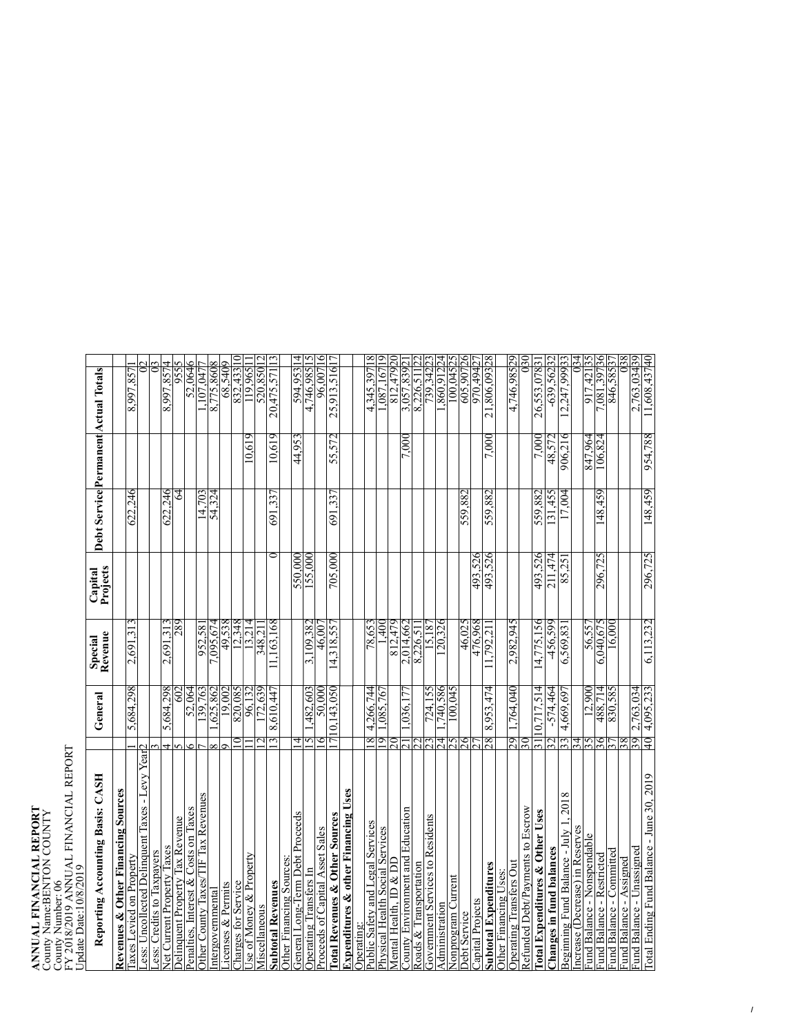**ANNUAL FINANCIAL REPORT**
County Name:BENTON COUNTY
County Number: 06
FY 2018/2019 ANNUAL FINANCIAL REPORT
Update Date:10/8/2019

| Reporting Accounting Basis: CASH | | General | Special Revenue | Capital Projects | Debt Service | Permanent | Actual Totals | |
|---|---|---|---|---|---|---|---|---|
| **Revenues & Other Financing Sources** | | | | | | | | |
| Taxes Levied on Property | 1 | 5,684,298 | 2,691,313 | | 622,246 | | 8,997,857 | 1 |
| Less: Uncollected Delinquent Taxes - Levy Year | 2 | | | | | | 0 | 2 |
| Less: Credits to Taxpayers | 3 | | | | | | 0 | 3 |
| Net Current Property Taxes | 4 | 5,684,298 | 2,691,313 | | 622,246 | | 8,997,857 | 4 |
| Delinquent Property Tax Revenue | 5 | 602 | 289 | | 64 | | 955 | 5 |
| Penalties, Interest & Costs on Taxes | 6 | 52,064 | | | | | 52,064 | 6 |
| Other County Taxes/TIF Tax Revenues | 7 | 139,763 | 952,581 | | 14,703 | | 1,107,047 | 7 |
| Intergovernmental | 8 | 1,625,862 | 7,095,674 | | 54,324 | | 8,775,860 | 8 |
| Licenses & Permits | 9 | 19,002 | 49,538 | | | | 68,540 | 9 |
| Charges for Service | 10 | 820,085 | 12,348 | | | | 832,433 | 10 |
| Use of Money & Property | 11 | 96,132 | 13,214 | | | 10,619 | 119,965 | 11 |
| Miscellaneous | 12 | 172,639 | 348,211 | | | | 520,850 | 12 |
| **Subtotal Revenues** | 13 | 8,610,447 | 11,163,168 | 0 | 691,337 | 10,619 | 20,475,571 | 13 |
| Other Financing Sources: | 14 | | | | | | | 14 |
| General Long-Term Debt Proceeds | | | | 550,000 | | 44,953 | 594,953 | 14 |
| Operating Transfers In | 15 | 1,482,603 | 3,109,382 | 155,000 | | | 4,746,985 | 15 |
| Proceeds of Capital Asset Sales | 16 | 50,000 | 46,007 | | | | 96,007 | 16 |
| **Total Revenues & Other Sources** | 17 | 10,143,050 | 14,318,557 | 705,000 | 691,337 | 55,572 | 25,913,516 | 17 |
| **Expenditures & other Financing Uses** | | | | | | | | |
| Operating: | | | | | | | | |
| Public Safety and Legal Services | 18 | 4,266,744 | 78,653 | | | | 4,345,397 | 18 |
| Physical Health Social Services | 19 | 1,085,767 | 1,400 | | | | 1,087,167 | 19 |
| Mental Health, ID & DD | 20 | | 812,479 | | | | 812,479 | 20 |
| County Environment and Education | 21 | 1,036,177 | 2,014,662 | | | 7,000 | 3,057,839 | 21 |
| Roads & Transportation | 22 | | 8,226,511 | | | | 8,226,511 | 22 |
| Government Services to Residents | 23 | 724,155 | 15,187 | | | | 739,342 | 23 |
| Administration | 24 | 1,740,586 | 120,326 | | | | 1,860,912 | 24 |
| Nonprogram Current | 25 | 100,045 | | | | | 100,045 | 25 |
| Debt Service | 26 | | 46,025 | | 559,882 | | 605,907 | 26 |
| Capital Projects | 27 | | 476,968 | 493,526 | | | 970,494 | 27 |
| **Subtotal Expenditures** | 28 | 8,953,474 | 11,792,211 | 493,526 | 559,882 | 7,000 | 21,806,093 | 28 |
| Other Financing Uses: | | | | | | | | |
| Operating Transfers Out | 29 | 1,764,040 | 2,982,945 | | | | 4,746,985 | 29 |
| Refunded Debt/Payments to Escrow | 30 | | | | | | 0 | 30 |
| **Total Expenditures & Other Uses** | 31 | 10,717,514 | 14,775,156 | 493,526 | 559,882 | 7,000 | 26,553,078 | 31 |
| **Changes in fund balances** | 32 | -574,464 | -456,599 | 211,474 | 131,455 | 48,572 | -639,562 | 32 |
| Beginning Fund Balance - July 1, 2018 | 33 | 4,669,697 | 6,569,831 | 85,251 | 17,004 | 906,216 | 12,247,999 | 33 |
| Increase (Decrease) in Reserves | 34 | | | | | | 0 | 34 |
| Fund Balance - Nonspendable | 35 | 12,900 | 56,557 | | | 847,964 | 917,421 | 35 |
| Fund Balance - Restricted | 36 | 488,714 | 6,040,675 | 296,725 | 148,459 | 106,824 | 7,081,397 | 36 |
| Fund Balance - Committed | 37 | 830,585 | 16,000 | | | | 846,585 | 37 |
| Fund Balance - Assigned | 38 | | | | | | 0 | 38 |
| Fund Balance - Unassigned | 39 | 2,763,034 | | | | | 2,763,034 | 39 |
| Total Ending Fund Balance - June 30, 2019 | 40 | 4,095,233 | 6,113,232 | 296,725 | 148,459 | 954,788 | 11,608,437 | 40 |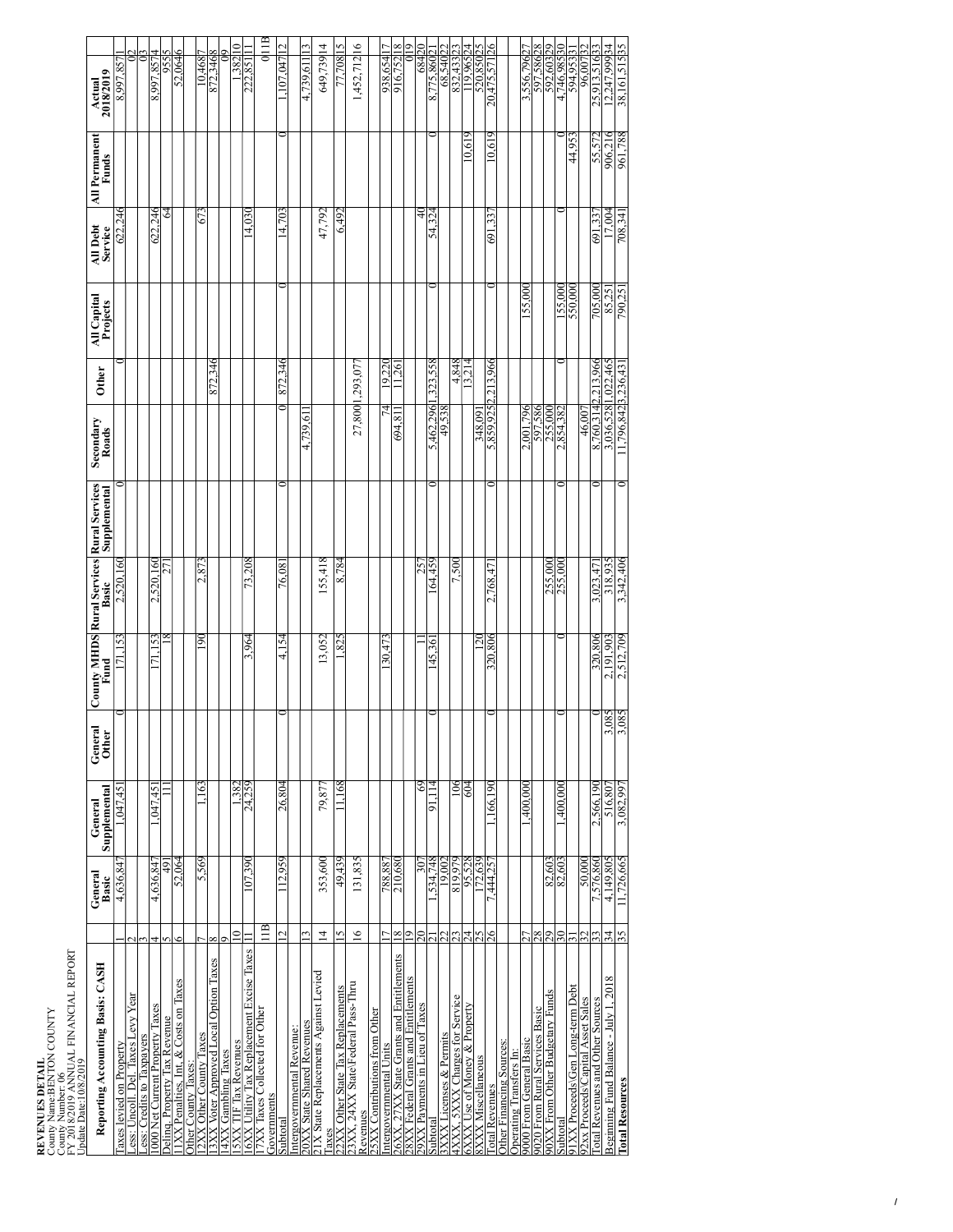**REVENUES DETAIL**
County Name:BENTON COUNTY
County Number: 06
FY 2018/2019 ANNUAL FINANCIAL REPORT
Update Date:10/8/2019

| Reporting Accounting Basis: CASH | | General Basic | General Supplemental | General Other | County MHDS Fund | Rural Services Basic | Rural Services Supplemental | Secondary Roads | Other | All Capital Projects | All Debt Service | All Permanent Funds | Actual 2018/2019 | |
|---|---|---|---|---|---|---|---|---|---|---|---|---|---|---|
| Taxes levied on Property | 1 | 4,636,847 | 1,047,451 | 0 | 171,153 | 2,520,160 | 0 | | 0 | | 622,246 | | 8,997,857 | 1 |
| Less: Uncoll. Del. Taxes Levy Year | 2 | | | | | | | | | | | | 0 | 2 |
| Less: Credits to Taxpayers | 3 | | | | | | | | | | | | 0 | 3 |
| 1000 Net Current Property Taxes | 4 | 4,636,847 | 1,047,451 | | 171,153 | 2,520,160 | | | | | 622,246 | | 8,997,857 | 4 |
| Delinq. Property Tax Revenue | 5 | 491 | 111 | | 18 | 271 | | | | | 64 | | 955 | 5 |
| 11XX Penalties, Int, & Costs on Taxes | 6 | 52,064 | | | | | | | | | | | 52,064 | 6 |
| Other County Taxes: | | | | | | | | | | | | | | |
| 12XX Other County Taxes | 7 | 5,569 | 1,163 | | 190 | 2,873 | | | | | 673 | | 10,468 | 7 |
| 13XX Voter Approved Local Option Taxes | 8 | | | | | | | | 872,346 | | | | 872,346 | 8 |
| 14XX Gambling Taxes | 9 | | | | | | | | | | | | 0 | 9 |
| 15XX TIF Tax Revenues | 10 | | 1,382 | | | | | | | | | | 1,382 | 10 |
| 16XX Utility Tax Replacement Excise Taxes | 11 | 107,390 | 24,259 | | 3,964 | 73,208 | | | | | 14,030 | | 222,851 | 11 |
| 17XX Taxes Collected for Other Governments | 11B | | | | | | | | | | | | 0 | 11B |
| Subtotal | 12 | 112,959 | 26,804 | 0 | 4,154 | 76,081 | 0 | 0 | 872,346 | 0 | 14,703 | 0 | 1,107,047 | 12 |
| Intergovernmental Revenue: | | | | | | | | | | | | | | |
| 20XX State Shared Revenues | 13 | | | | | | | 4,739,611 | | | | | 4,739,611 | 13 |
| 21X State Replacements Against Levied Taxes | 14 | 353,600 | 79,877 | | 13,052 | 155,418 | | | | | 47,792 | | 649,739 | 14 |
| 22XX Other State Tax Replacements | 15 | 49,439 | 11,168 | | 1,825 | 8,784 | | | | | 6,492 | | 77,708 | 15 |
| 23XX, 24XX State\Federal Pass-Thru Revenues | 16 | 131,835 | | | | | | 27,800 | 1,293,077 | | | | 1,452,712 | 16 |
| 25XX Contributions from Other Intergovernmental Units | 17 | 788,887 | | | 130,473 | | | 74 | 19,220 | | | | 938,654 | 17 |
| 26XX, 27XX State Grants and Entitlements | 18 | 210,680 | | | | | | 694,811 | 11,261 | | | | 916,752 | 18 |
| 28XX Federal Grants and Entitlements | 19 | | | | | | | | | | | | 0 | 19 |
| 29XX Payments in Lieu of Taxes | 20 | 307 | 69 | | 11 | 257 | | | | | 40 | | 684 | 20 |
| Subtotal | 21 | 1,534,748 | 91,114 | 0 | 145,361 | 164,459 | 0 | 5,462,296 | 1,323,558 | 0 | 54,324 | 0 | 8,775,860 | 21 |
| 3XXX Licenses & Permits | 22 | 19,002 | | | | | | 49,538 | | | | | 68,540 | 22 |
| 4XXX, 5XXX Charges for Service | 23 | 819,979 | 106 | | | 7,500 | | | 4,848 | | | | 832,433 | 23 |
| 6XXX Use of Money & Property | 24 | 95,528 | 604 | | | | | | 13,214 | | | 10,619 | 119,965 | 24 |
| 8XXX Miscellaneous | 25 | 172,639 | | | 120 | | | 348,091 | | | | | 520,850 | 25 |
| Total Revenues | 26 | 7,444,257 | 1,166,190 | 0 | 320,806 | 2,768,471 | 0 | 5,859,925 | 2,213,966 | 0 | 691,337 | 10,619 | 20,475,571 | 26 |
| Other Financing Sources: | | | | | | | | | | | | | | |
| Operating Transfers In: | | | | | | | | | | | | | | |
| 9000 From General Basic | 27 | | 1,400,000 | | | | | 2,001,796 | | 155,000 | | | 3,556,796 | 27 |
| 9020 From Rural Services Basic | 28 | | | | | | | 597,586 | | | | | 597,586 | 28 |
| 90XX From Other Budgetary Funds | 29 | 82,603 | | | | 255,000 | | 255,000 | | | | | 592,603 | 29 |
| Subtotal | 30 | 82,603 | 1,400,000 | 0 | 0 | 255,000 | 0 | 2,854,382 | 0 | 155,000 | 0 | 0 | 4,746,985 | 30 |
| 91XX Proceeds\Gen Long-term Debt | 31 | | | | | | | | | 550,000 | | 44,953 | 594,953 | 31 |
| 92xx Proceeds\Capital Asset Sales | 32 | 50,000 | | | | | | 46,007 | | | | | 96,007 | 32 |
| Total Revenues and Other Sources | 33 | 7,576,860 | 2,566,190 | 0 | 320,806 | 3,023,471 | 0 | 8,760,314 | 2,213,966 | 705,000 | 691,337 | 55,572 | 25,913,516 | 33 |
| Beginning Fund Balance - July 1, 2018 | 34 | 4,149,805 | 516,807 | 3,085 | 2,191,903 | 318,935 | | 3,036,528 | 1,022,465 | 85,251 | 17,004 | 906,216 | 12,247,999 | 34 |
| **Total Resources** | 35 | 11,726,665 | 3,082,997 | 3,085 | 2,512,709 | 3,342,406 | 0 | 11,796,842 | 3,236,431 | 790,251 | 708,341 | 961,788 | 38,161,515 | 35 |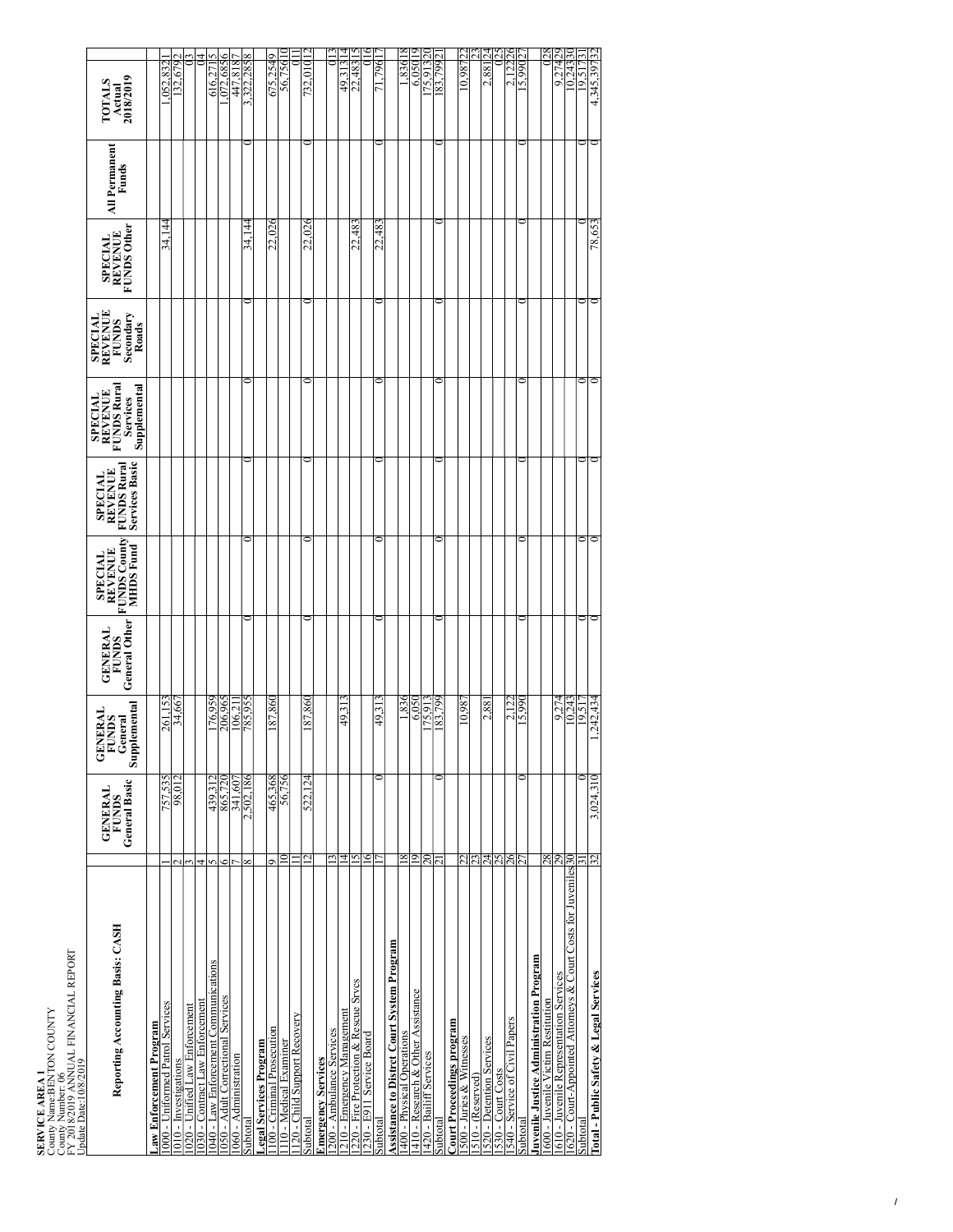**SERVICE AREA 1**
County Name:BENTON COUNTY
County Number: 06
FY 2018/2019 ANNUAL FINANCIAL REPORT
Update Date:10/8/2019

| Reporting Accounting Basis: CASH | | GENERAL FUNDS General Basic | GENERAL FUNDS General Supplemental | GENERAL FUNDS General Other | SPECIAL REVENUE FUNDS County MHDS Fund | SPECIAL REVENUE FUNDS Rural Services Basic | SPECIAL REVENUE FUNDS Rural Services Supplemental | SPECIAL REVENUE FUNDS Secondary Roads | SPECIAL REVENUE FUNDS Other | All Permanent Funds | TOTALS Actual 2018/2019 |
|---|---|---|---|---|---|---|---|---|---|---|---|
| **Law Enforcement Program** | | | | | | | | | | | |
| 1000 - Uniformed Patrol Services | 1 | 757,535 | 261,153 | | | | | | 34,144 | | 1,052,832 |
| 1010 - Investigations | 2 | 98,012 | 34,667 | | | | | | | | 132,679 |
| 1020 - Unified Law Enforcement | 3 | | | | | | | | | | 0 |
| 1030 - Contract Law Enforcement | 4 | | | | | | | | | | 0 |
| 1040 - Law Enforcement Communications | 5 | 439,312 | 176,959 | | | | | | | | 616,271 |
| 1050 - Adult Correctional Services | 6 | 865,720 | 206,965 | | | | | | | | 1,072,685 |
| 1060 - Administration | 7 | 341,607 | 106,211 | | | | | | | | 447,818 |
| Subtotal | 8 | 2,502,186 | 785,955 | 0 | 0 | 0 | 0 | 0 | 34,144 | 0 | 3,322,285 |
| **Legal Services Program** | | | | | | | | | | | |
| 1100 - Criminal Prosecution | 9 | 465,368 | 187,860 | | | | | | 22,026 | | 675,254 |
| 1110 - Medical Examiner | 10 | 56,756 | | | | | | | | | 56,756 |
| 1120 - Child Support Recovery | 11 | | | | | | | | | | 0 |
| Subtotal | 12 | 522,124 | 187,860 | 0 | 0 | 0 | 0 | 0 | 22,026 | 0 | 732,010 |
| **Emergency Services** | | | | | | | | | | | |
| 1200 - Ambulance Services | 13 | | | | | | | | | | 0 |
| 1210 - Emergency Management | 14 | | 49,313 | | | | | | | | 49,313 |
| 1220 - Fire Protection & Rescue Srvcs | 15 | | | | | | | | 22,483 | | 22,483 |
| 1230 - E911 Service Board | 16 | | | | | | | | | | 0 |
| Subtotal | 17 | 0 | 49,313 | 0 | 0 | 0 | 0 | 0 | 22,483 | 0 | 71,796 |
| **Assistance to District Court System Program** | | | | | | | | | | | |
| 1400 - Physical Operations | 18 | | 1,836 | | | | | | | | 1,836 |
| 1410 - Research & Other Assistance | 19 | | 6,050 | | | | | | | | 6,050 |
| 1420 - Bailiff Services | 20 | | 175,913 | | | | | | | | 175,913 |
| Subtotal | 21 | 0 | 183,799 | 0 | 0 | 0 | 0 | 0 | 0 | 0 | 183,799 |
| **Court Proceedings program** | | | | | | | | | | | |
| 1500 - Juries & Witnesses | 22 | | 10,987 | | | | | | | | 10,987 |
| 1510 - (Reserved) | 23 | | | | | | | | | | |
| 1520 - Detention Services | 24 | | 2,881 | | | | | | | | 2,881 |
| 1530 - Court Costs | 25 | | | | | | | | | | 0 |
| 1540 - Service of Civil Papers | 26 | | 2,122 | | | | | | | | 2,122 |
| Subtotal | 27 | 0 | 15,990 | 0 | 0 | 0 | 0 | 0 | 0 | 0 | 15,990 |
| **Juvenile Justice Administration Program** | | | | | | | | | | | |
| 1600 - Juvenile Victim Restitution | 28 | | | | | | | | | | 0 |
| 1610 - Juvenile Representation Services | 29 | | 9,274 | | | | | | | | 9,274 |
| 1620 - Court-Appointed Attorneys & Court Costs for Juveniles | 30 | | 10,243 | | | | | | | | 10,243 |
| Subtotal | 31 | 0 | 19,517 | 0 | 0 | 0 | 0 | 0 | 0 | 0 | 19,517 |
| **Total - Public Safety & Legal Services** | 32 | 3,024,310 | 1,242,434 | 0 | 0 | 0 | 0 | 0 | 78,653 | 0 | 4,345,397 |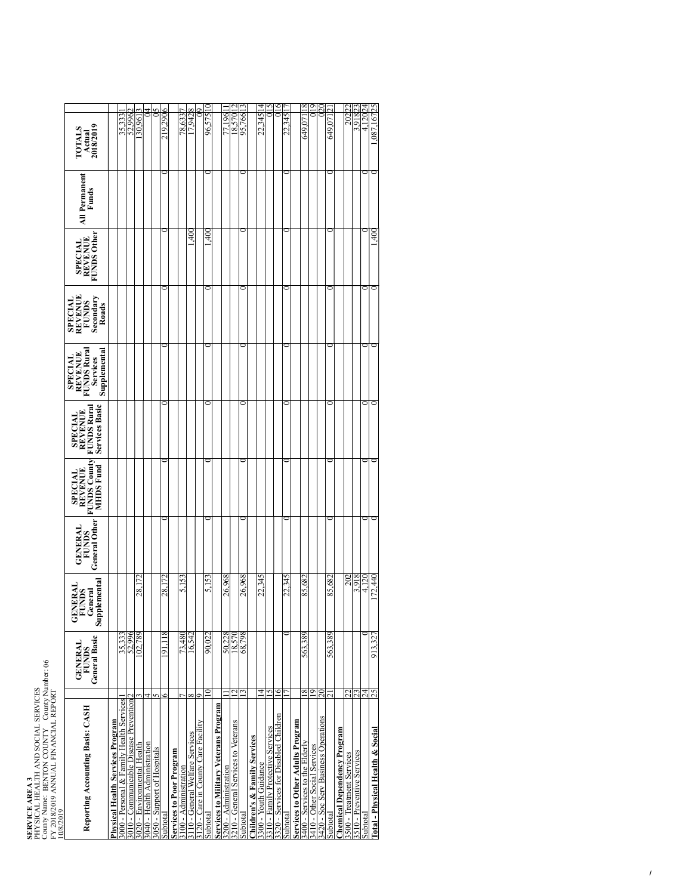**SERVICE AREA 3**
PHYSICAL HEALTH AND SOCIAL SERVICES
County Name: BENTON COUNTY County Number: 06
FY 2018/2019 ANNUAL FINANCIAL REPORT
10/8/2019

| Reporting Accounting Basis: CASH | | GENERAL FUNDS General Basic | GENERAL FUNDS General Supplemental | GENERAL FUNDS General Other | SPECIAL REVENUE FUNDS County MHDS Fund | SPECIAL REVENUE FUNDS Rural Services Basic | SPECIAL REVENUE FUNDS Rural Services Supplemental | SPECIAL REVENUE FUNDS Secondary Roads | SPECIAL REVENUE FUNDS Other | All Permanent Funds | TOTALS Actual 2018/2019 | |
|---|---|---|---|---|---|---|---|---|---|---|---|---|
| **Physical Health Services Program** | | | | | | | | | | | | |
| 3000 - Personal & Family Health Services | 1 | 35,333 | | | | | | | | | 35,333 | 1 |
| 3010 - Communicable Disease Prevention | 2 | 52,996 | | | | | | | | | 52,996 | 2 |
| 3020 - Environmental Health | 3 | 102,789 | 28,172 | | | | | | | | 130,961 | 3 |
| 3040 - Health Administration | 4 | | | | | | | | | | 0 | 4 |
| 3050 - Support of Hospitals | 5 | | | | | | | | | | 0 | 5 |
| Subtotal | 6 | 191,118 | 28,172 | 0 | 0 | 0 | 0 | 0 | 0 | 0 | 219,290 | 6 |
| **Services to Poor Program** | | | | | | | | | | | | |
| 3100 - Administration | 7 | 73,480 | 5,153 | | | | | | | | 78,633 | 7 |
| 3110 - General Welfare Services | 8 | 16,542 | | | | | | | 1,400 | | 17,942 | 8 |
| 3120 - Care in County Care Facility | 9 | | | | | | | | | | 0 | 9 |
| Subtotal | 10 | 90,022 | 5,153 | 0 | 0 | 0 | 0 | 0 | 1,400 | 0 | 96,575 | 10 |
| **Services to Military Veterans Program** | | | | | | | | | | | | |
| 3200 - Administration | 11 | 50,228 | 26,968 | | | | | | | | 77,196 | 11 |
| 3210 - General Services to Veterans | 12 | 18,570 | | | | | | | | | 18,570 | 12 |
| Subtotal | 13 | 68,798 | 26,968 | 0 | 0 | 0 | 0 | 0 | 0 | 0 | 95,766 | 13 |
| **Children's & Family Services** | | | | | | | | | | | | |
| 3300 - Youth Guidance | 14 | | 22,345 | | | | | | | | 22,345 | 14 |
| 3310 - Family Protective Services | 15 | | | | | | | | | | 0 | 15 |
| 3320 - Services for Disabled Children | 16 | | | | | | | | | | 0 | 16 |
| Subtotal | 17 | 0 | 22,345 | 0 | 0 | 0 | 0 | 0 | 0 | 0 | 22,345 | 17 |
| **Services to Other Adults Program** | | | | | | | | | | | | |
| 3400 - Services to the Elderly | 18 | 563,389 | 85,682 | | | | | | | | 649,071 | 18 |
| 3410 - Other Social Services | 19 | | | | | | | | | | 0 | 19 |
| 3420 - Soc Serv Business Operations | 20 | | | | | | | | | | 0 | 20 |
| Subtotal | 21 | 563,389 | 85,682 | 0 | 0 | 0 | 0 | 0 | 0 | 0 | 649,071 | 21 |
| **Chemical Dependency Program** | | | | | | | | | | | | |
| 3500 - Treatment Services | 22 | | 202 | | | | | | | | 202 | 22 |
| 3510 - Preventive Services | 23 | | 3,918 | | | | | | | | 3,918 | 23 |
| Subtotal | 24 | 0 | 4,120 | 0 | 0 | 0 | 0 | 0 | 0 | 0 | 4,120 | 24 |
| **Total - Physical Health & Social** | 25 | 913,327 | 172,440 | 0 | 0 | 0 | 0 | 0 | 1,400 | 0 | 1,087,167 | 25 |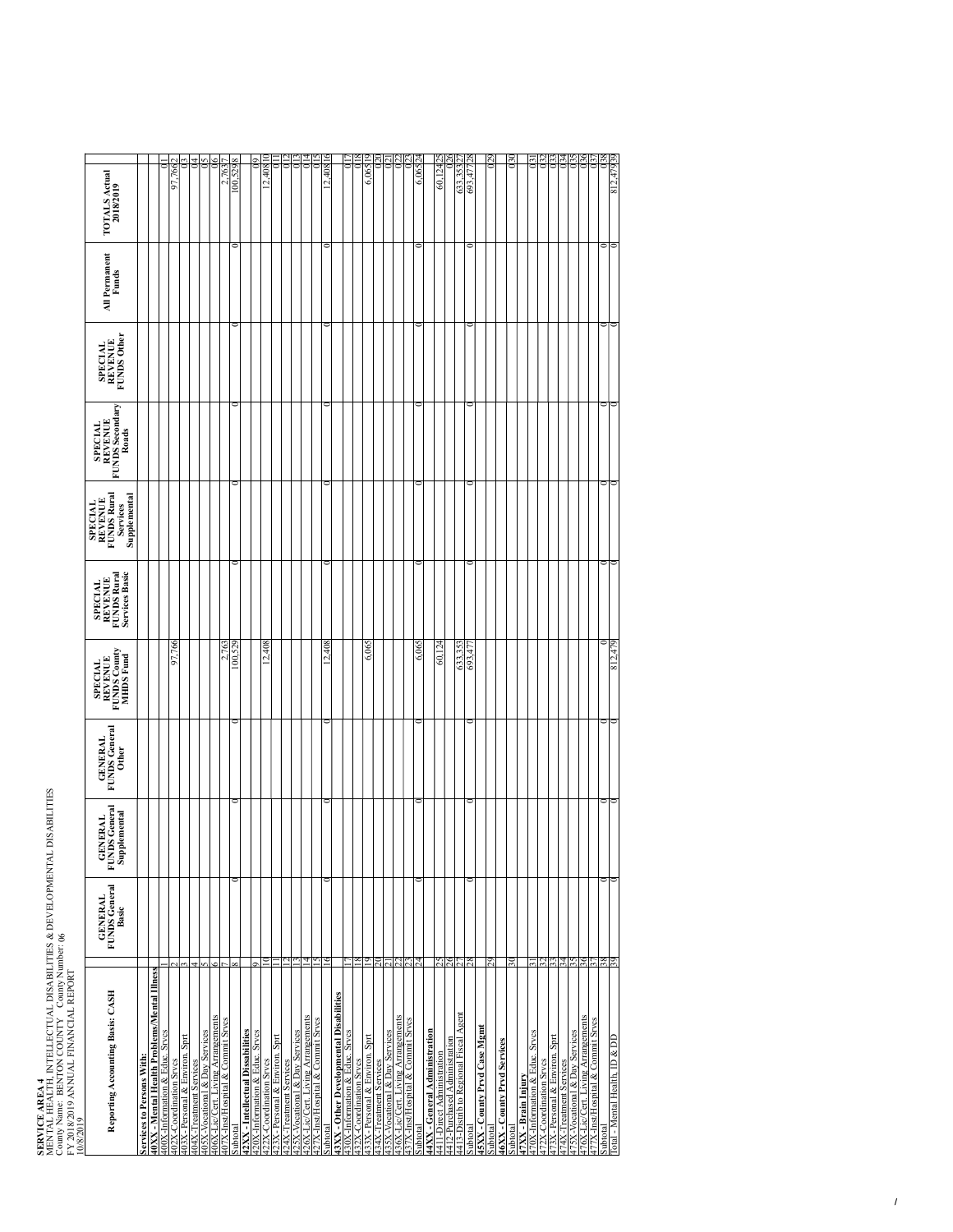**SERVICE AREA 4**
MENTAL HEALTH, INTELLECTUAL DISABILITIES & DEVELOPMENTAL DISABILITIES
County Name: BENTON COUNTY County Number: 06
FY 2018/2019 ANNUAL FINANCIAL REPORT
10/8/2019

| Reporting Accounting Basis: CASH | | GENERAL FUNDS General Basic | GENERAL FUNDS General Supplemental | GENERAL FUNDS General Other | SPECIAL REVENUE FUNDS County MHDS Fund | SPECIAL REVENUE FUNDS Rural Services Basic | SPECIAL REVENUE FUNDS Rural Services Supplemental | SPECIAL REVENUE FUNDS Secondary Roads | SPECIAL REVENUE FUNDS Other | All Permanent Funds | TOTALS Actual 2018/2019 | |
|---|---|---|---|---|---|---|---|---|---|---|---|---|
| **Services to Persons With:** | | | | | | | | | | | | |
| **40XX - Mental Health Problems/Mental Illness** | | | | | | | | | | | | |
| 400X-Information & Educ. Srvcs | 1 | | | | | | | | | | 0 | 1 |
| 402X-Coordination Srvcs | 2 | | | | 97,766 | | | | | | 97,766 | 2 |
| 403X-Personal & Environ. Sprt | 3 | | | | | | | | | | 0 | 3 |
| 404X-Treatment Services | 4 | | | | | | | | | | 0 | 4 |
| 405X-Vocational & Day Services | 5 | | | | | | | | | | 0 | 5 |
| 406X-Lic/Cert. Living Arrangements | 6 | | | | | | | | | | 0 | 6 |
| 407X-Inst/Hospital & Commit Srvcs | 7 | | | | 2,763 | | | | | | 2,763 | 7 |
| Subtotal | 8 | 0 | 0 | 0 | 100,529 | 0 | 0 | 0 | 0 | 0 | 100,529 | 8 |
| **42XX - Intellectual Dissabilities** | | | | | | | | | | | | |
| 420X-Information & Educ. Srvcs | 9 | | | | | | | | | | 0 | 9 |
| 422X-Coordination Srvcs | 10 | | | | 12,408 | | | | | | 12,408 | 10 |
| 423X-Personal & Environ. Sprt | 11 | | | | | | | | | | 0 | 11 |
| 424X-Treatment Services | 12 | | | | | | | | | | 0 | 12 |
| 425X-Vocational & Day Services | 13 | | | | | | | | | | 0 | 13 |
| 426X-Lic/Cert. Living Arrangements | 14 | | | | | | | | | | 0 | 14 |
| 427X-Inst/Hospital & Commit Srvcs | 15 | | | | | | | | | | 0 | 15 |
| Subtotal | 16 | 0 | 0 | 0 | 12,408 | 0 | 0 | 0 | 0 | 0 | 12,408 | 16 |
| **43XX - Other Developmental Disabilities** | | | | | | | | | | | | |
| 430X-Information & Educ. Srvcs | 17 | | | | | | | | | | 0 | 17 |
| 432X-Coordination Srvcs | 18 | | | | | | | | | | 0 | 18 |
| 433X-Personal & Environ. Sprt | 19 | | | | 6,065 | | | | | | 6,065 | 19 |
| 434X-Treatment Services | 20 | | | | | | | | | | 0 | 20 |
| 435X-Vocational & Day Services | 21 | | | | | | | | | | 0 | 21 |
| 436X-Lic/Cert. Living Arrangements | 22 | | | | | | | | | | 0 | 22 |
| 437X-Inst/Hospital & Commit Srvcs | 23 | | | | | | | | | | 0 | 23 |
| Subtotal | 24 | 0 | 0 | 0 | 6,065 | 0 | 0 | 0 | 0 | 0 | 6,065 | 24 |
| **44XX - General Administration** | | | | | | | | | | | | |
| 4411-Direct Administration | 25 | | | | 60,124 | | | | | | 60,124 | 25 |
| 4412-Purchased Administration | 26 | | | | | | | | | | 0 | 26 |
| 4413-Distrib to Regional Fiscal Agent | 27 | | | | 633,353 | | | | | | 633,353 | 27 |
| Subtotal | 28 | 0 | 0 | 0 | 693,477 | 0 | 0 | 0 | 0 | 0 | 693,477 | 28 |
| **45XX - County Prvd Case Mgmt** | | | | | | | | | | | | |
| Subtotal | 29 | | | | | | | | | | 0 | 29 |
| **46XX - County Prvd Services** | | | | | | | | | | | | |
| Subtotal | 30 | | | | | | | | | | 0 | 30 |
| **47XX - Brain Injury** | | | | | | | | | | | | |
| 470X-Information & Educ. Srvcs | 31 | | | | | | | | | | 0 | 31 |
| 472X-Coordination Srvcs | 32 | | | | | | | | | | 0 | 32 |
| 473X-Personal & Environ. Sprt | 33 | | | | | | | | | | 0 | 33 |
| 474X-Treatment Services | 34 | | | | | | | | | | 0 | 34 |
| 475X-Vocational & Day Services | 35 | | | | | | | | | | 0 | 35 |
| 476X-Lic/Cert. Living Arrangements | 36 | | | | | | | | | | 0 | 36 |
| 477X-Inst/Hospital & Commit Srvcs | 37 | | | | | | | | | | 0 | 37 |
| Subtotal | 38 | 0 | 0 | 0 | 0 | 0 | 0 | 0 | 0 | 0 | 0 | 38 |
| Total - Mental Health, ID & DD | 39 | 0 | 0 | 0 | 812,479 | 0 | 0 | 0 | 0 | 0 | 812,479 | 39 |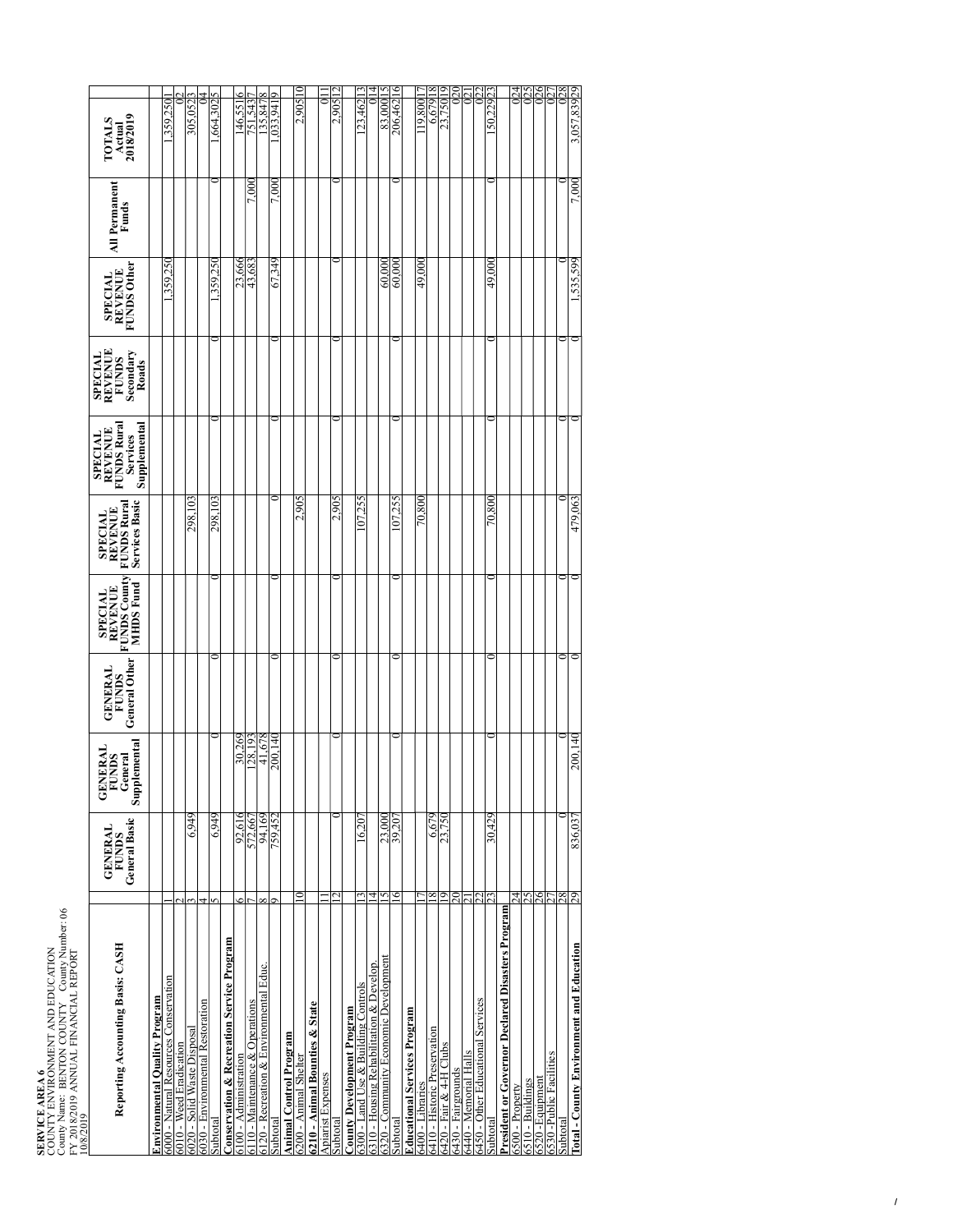**SERVICE AREA 6**
COUNTY ENVIRONMENT AND EDUCATION
County Name: BENTON COUNTY County Number: 06
FY 2018/2019 ANNUAL FINANCIAL REPORT
10/8/2019

| Reporting Accounting Basis: CASH | | GENERAL FUNDS General Basic | GENERAL FUNDS General Supplemental | GENERAL FUNDS General Other | SPECIAL REVENUE FUNDS County MHDS Fund | SPECIAL REVENUE FUNDS Rural Services Basic | SPECIAL REVENUE FUNDS Rural Services Supplemental | SPECIAL REVENUE FUNDS Secondary Roads | SPECIAL REVENUE FUNDS Other | All Permanent Funds | TOTALS Actual 2018/2019 | |
|---|---|---|---|---|---|---|---|---|---|---|---|---|
| **Environmental Quality Program** | | | | | | | | | | | | |
| 6000 - Natural Resources Conservation | 1 | | | | | | | | 1,359,250 | | 1,359,250 | 1 |
| 6010 - Weed Eradication | 2 | | | | | | | | | | 0 | 2 |
| 6020 - Solid Waste Disposal | 3 | 6,949 | | | | 298,103 | | | | | 305,052 | 3 |
| 6030 - Environmental Restoration | 4 | | | | | | | | | | 0 | 4 |
| Subtotal | 5 | 6,949 | 0 | 0 | 0 | 298,103 | 0 | 0 | 1,359,250 | 0 | 1,664,302 | 5 |
| **Conservation & Recreation Service Program** | | | | | | | | | | | | |
| 6100 - Administration | 6 | 92,616 | 30,269 | | | | | | 23,666 | | 146,551 | 6 |
| 6110 - Maintenance & Operations | 7 | 572,667 | 128,193 | | | | | | 43,683 | 7,000 | 751,543 | 7 |
| 6120 - Recreation & Environmental Educ. | 8 | 94,169 | 41,678 | | | | | | | | 135,847 | 8 |
| Subtotal | 9 | 759,452 | 200,140 | 0 | 0 | 0 | 0 | 0 | 67,349 | 7,000 | 1,033,941 | 9 |
| **Animal Control Program** | | | | | | | | | | | | |
| 6200 - Animal Shelter | 10 | | | | | 2,905 | | | | | 2,905 | 10 |
| **6210 - Animal Bounties & State** | | | | | | | | | | | | |
| Apiarist Expenses | 11 | | | | | | | | | | 0 | 11 |
| Subtotal | 12 | 0 | 0 | 0 | 0 | 2,905 | 0 | 0 | 0 | 0 | 2,905 | 12 |
| **County Development Program** | | | | | | | | | | | | |
| 6300 - Land Use & Building Controls | 13 | 16,207 | | | | 107,255 | | | | | 123,462 | 13 |
| 6310 - Housing Rehabilitation & Develop. | 14 | | | | | | | | | | 0 | 14 |
| 6320 - Community Economic Development | 15 | 23,000 | | | | | | | 60,000 | | 83,000 | 15 |
| Subtotal | 16 | 39,207 | 0 | 0 | 0 | 107,255 | 0 | 0 | 60,000 | 0 | 206,462 | 16 |
| **Educational Services Program** | | | | | | | | | | | | |
| 6400 - Libraries | 17 | | | | | 70,800 | | | 49,000 | | 119,800 | 17 |
| 6410 - Historic Preservation | 18 | 6,679 | | | | | | | | | 6,679 | 18 |
| 6420 - Fair & 4-H Clubs | 19 | 23,750 | | | | | | | | | 23,750 | 19 |
| 6430 - Fairgrounds | 20 | | | | | | | | | | 0 | 20 |
| 6440 - Memorial Halls | 21 | | | | | | | | | | 0 | 21 |
| 6450 - Other Educational Services | 22 | | | | | | | | | | 0 | 22 |
| Subtotal | 23 | 30,429 | 0 | 0 | 0 | 70,800 | 0 | 0 | 49,000 | 0 | 150,229 | 23 |
| **President or Governor Declared Disasters Program** | | | | | | | | | | | | |
| 6500 - Property | 24 | | | | | | | | | | 0 | 24 |
| 6510 - Buildings | 25 | | | | | | | | | | 0 | 25 |
| 6520 - Equipment | 26 | | | | | | | | | | 0 | 26 |
| 6530 - Public Facilities | 27 | | | | | | | | | | 0 | 27 |
| Subtotal | 28 | 0 | 0 | 0 | 0 | 0 | 0 | 0 | 0 | 0 | 0 | 28 |
| **Total - County Environment and Education** | 29 | 836,037 | 200,140 | 0 | 0 | 479,063 | 0 | 0 | 1,535,599 | 7,000 | 3,057,839 | 29 |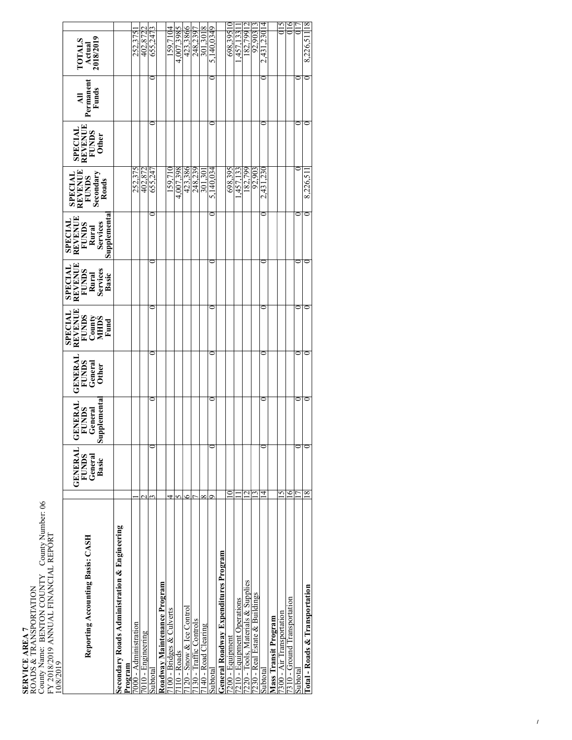**SERVICE AREA 7**
ROADS & TRANSPORTATION
County Name: BENTON COUNTY County Number: 06
FY 2018/2019 ANNUAL FINANCIAL REPORT
10/8/2019

| Reporting Accounting Basis: CASH | | GENERAL FUNDS General Basic | GENERAL FUNDS General Supplemental | GENERAL FUNDS General Other | SPECIAL REVENUE FUNDS County MHDS Fund | SPECIAL REVENUE FUNDS Rural Services Basic | SPECIAL REVENUE FUNDS Rural Services Supplemental | SPECIAL REVENUE FUNDS Secondary Roads | SPECIAL REVENUE FUNDS Other | All Permanent Funds | TOTALS Actual 2018/2019 | |
|---|---|---|---|---|---|---|---|---|---|---|---|---|
| **Secondary Roads Administration & Engineering Program** | | | | | | | | | | | | |
| 7000 - Administration | 1 | | | | | | | 252,375 | | | 252,375 | 1 |
| 7010 - Engineering | 2 | | | | | | | 402,872 | | | 402,872 | 2 |
| Subtotal | 3 | 0 | 0 | 0 | 0 | 0 | 0 | 655,247 | 0 | 0 | 655,247 | 3 |
| **Roadway Maintenance Program** | | | | | | | | | | | | |
| 7100 - Bridges & Culverts | 4 | | | | | | | 159,710 | | | 159,710 | 4 |
| 7110 - Roads | 5 | | | | | | | 4,007,398 | | | 4,007,398 | 5 |
| 7120 - Snow & Ice Control | 6 | | | | | | | 423,386 | | | 423,386 | 6 |
| 7130 - Traffic Controls | 7 | | | | | | | 248,239 | | | 248,239 | 7 |
| 7140 - Road Clearing | 8 | | | | | | | 301,301 | | | 301,301 | 8 |
| Subtotal | 9 | 0 | 0 | 0 | 0 | 0 | 0 | 5,140,034 | 0 | 0 | 5,140,034 | 9 |
| **General Roadway Expenditures Program** | | | | | | | | | | | | |
| 7200 - Equipment | 10 | | | | | | | 698,395 | | | 698,395 | 10 |
| 7210 - Equipment Operations | 11 | | | | | | | 1,457,133 | | | 1,457,133 | 11 |
| 7220 - Tools, Materials & Supplies | 12 | | | | | | | 182,799 | | | 182,799 | 12 |
| 7230 - Real Estate & Buildings | 13 | | | | | | | 92,903 | | | 92,903 | 13 |
| Subtotal | 14 | 0 | 0 | 0 | 0 | 0 | 0 | 2,431,230 | 0 | 0 | 2,431,230 | 14 |
| **Mass Transit Program** | | | | | | | | | | | | |
| 7300 - Air Transportation | 15 | | | | | | | | | | 0 | 15 |
| 7310 - Ground Transportation | 16 | | | | | | | | | | 0 | 16 |
| Subtotal | 17 | 0 | 0 | 0 | 0 | 0 | 0 | 0 | 0 | 0 | 0 | 17 |
| **Total - Roads & Transportation** | 18 | 0 | 0 | 0 | 0 | 0 | 0 | 8,226,511 | 0 | 0 | 8,226,511 | 18 |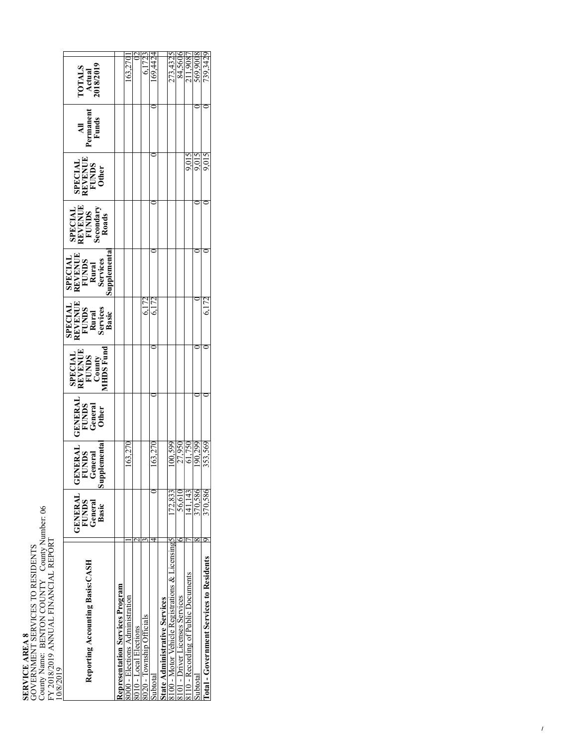**SERVICE AREA 8**
GOVERNMENT SERVICES TO RESIDENTS
County Name: BENTON COUNTY County Number: 06
FY 2018/2019 ANNUAL FINANCIAL REPORT
10/8/2019

| Reporting Accounting Basis:CASH | | GENERAL FUNDS General Basic | GENERAL FUNDS General Supplemental | GENERAL FUNDS General Other | SPECIAL REVENUE FUNDS County MHDS Fund | SPECIAL REVENUE FUNDS Rural Services Basic | SPECIAL REVENUE FUNDS Rural Services Supplemental | SPECIAL REVENUE FUNDS Secondary Roads | SPECIAL REVENUE FUNDS Other | All Permanent Funds | TOTALS Actual 2018/2019 |
|---|---|---|---|---|---|---|---|---|---|---|---|
| **Representation Services Program** | | | | | | | | | | | |
| 8000 - Elections Administration | 1 | | 163,270 | | | | | | | | 163,270 |
| 8010 - Local Elections | 2 | | | | | | | | | | 0 |
| 8020 - Township Officials | 3 | | | | | 6,172 | | | | | 6,172 |
| Subtotal | 4 | 0 | 163,270 | | 0 | 6,172 | 0 | 0 | 0 | 0 | 169,442 |
| **State Administrative Services** | | | | | | | | | | | |
| 8100 - Motor Vehicle Registrations & Licensing | 5 | 172,833 | 100,599 | | | | | | | | 273,432 |
| 8101 - Driver Licenses Services | 6 | 56,610 | 27,950 | | | | | | | | 84,560 |
| 8110 - Recording of Public Documents | 7 | 141,143 | 61,750 | | | | | | 9,015 | | 211,908 |
| Subtotal | 8 | 370,586 | 190,299 | | 0 | 0 | 0 | 0 | 9,015 | 0 | 569,900 |
| **Total - Government Services to Residents** | 9 | 370,586 | 353,569 | | 0 | 6,172 | 0 | 0 | 9,015 | 0 | 739,342 |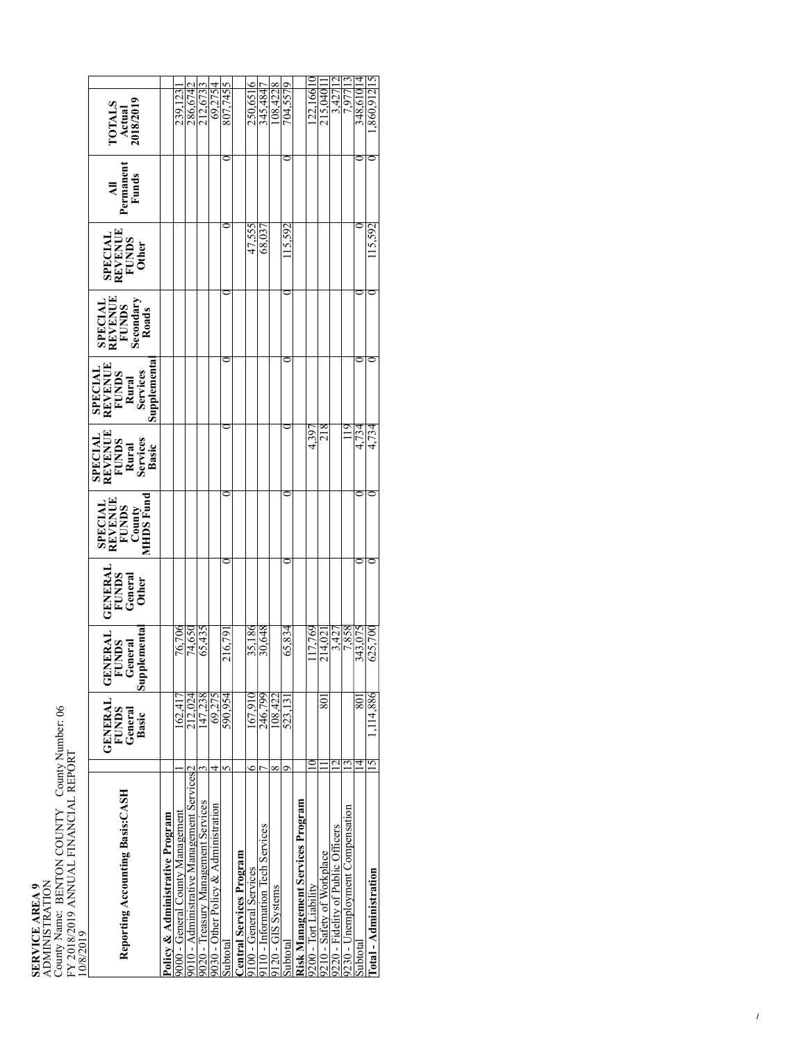**SERVICE AREA 9**
ADMINISTRATION
County Name: BENTON COUNTY County Number: 06
FY 2018/2019 ANNUAL FINANCIAL REPORT
10/8/2019

| Reporting Accounting Basis:CASH | | GENERAL FUNDS General Basic | GENERAL FUNDS General Supplemental | GENERAL FUNDS General Other | SPECIAL REVENUE FUNDS County MHDS Fund | SPECIAL REVENUE FUNDS Rural Services Basic | SPECIAL REVENUE FUNDS Rural Services Supplemental | SPECIAL REVENUE FUNDS Secondary Roads | SPECIAL REVENUE FUNDS Other | All Permanent Funds | TOTALS Actual 2018/2019 | |
|---|---|---|---|---|---|---|---|---|---|---|---|---|
| **Policy & Administrative Program** | | | | | | | | | | | | |
| 9000 - General County Management | 1 | 162,417 | 76,706 | | | | | | | | 239,123 | 1 |
| 9010 - Administrative Management Services | 2 | 212,024 | 74,650 | | | | | | | | 286,674 | 2 |
| 9020 - Treasury Management Services | 3 | 147,238 | 65,435 | | | | | | | | 212,673 | 3 |
| 9030 - Other Policy & Administration | 4 | 69,275 | | | | | | | | | 69,275 | 4 |
| Subtotal | 5 | 590,954 | 216,791 | 0 | 0 | 0 | 0 | 0 | 0 | 0 | 807,745 | 5 |
| **Central Services Program** | | | | | | | | | | | | |
| 9100 - General Services | 6 | 167,910 | 35,186 | | | | | | 47,555 | | 250,651 | 6 |
| 9110 - Information Tech Services | 7 | 246,799 | 30,648 | | | | | | 68,037 | | 345,484 | 7 |
| 9120 - GIS Systems | 8 | 108,422 | | | | | | | | | 108,422 | 8 |
| Subtotal | 9 | 523,131 | 65,834 | 0 | 0 | 0 | 0 | 0 | 115,592 | 0 | 704,557 | 9 |
| **Risk Management Services Program** | | | | | | | | | | | | |
| 9200 - Tort Liability | 10 | | 117,769 | | | 4,397 | | | | | 122,166 | 10 |
| 9210 - Safety of Workplace | 11 | 801 | 214,021 | | | 218 | | | | | 215,040 | 11 |
| 9220 - Fidelity of Public Officers | 12 | | 3,427 | | | | | | | | 3,427 | 12 |
| 9230 - Unemployment Compensation | 13 | | 7,858 | | | 119 | | | | | 7,977 | 13 |
| Subtotal | 14 | 801 | 343,075 | 0 | 0 | 4,734 | 0 | 0 | 0 | 0 | 348,610 | 14 |
| **Total - Administration** | 15 | 1,114,886 | 625,700 | 0 | 0 | 4,734 | 0 | 0 | 115,592 | 0 | 1,860,912 | 15 |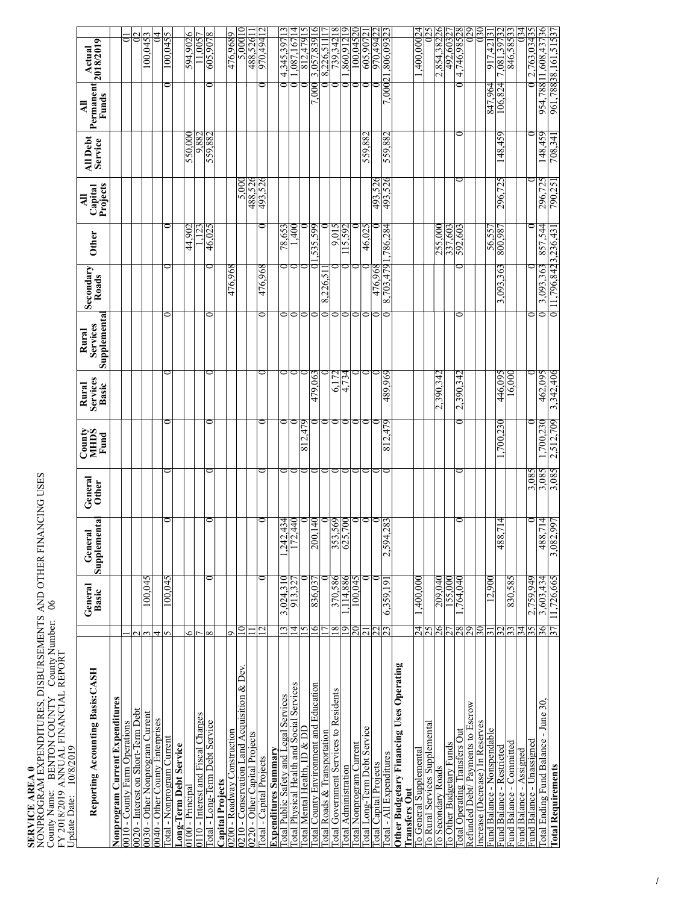**SERVICE AREA 0**
NONPROGRAM EXPENDITURES, DISBURSEMENTS AND OTHER FINANCING USES
County Name: BENTON COUNTY County Number: 06
FY 2018/2019 ANNUAL FINANCIAL REPORT
Update Date: 10/8/2019

| Reporting Accounting Basis:CASH | | General Basic | General Supplemental | General Other | County MHDS Fund | Rural Services Basic | Rural Services Supplemental | Secondary Roads | Other | All Capital Projects | All Debt Service | All Permanent Funds | Actual 2018/2019 | |
|---|---|---|---|---|---|---|---|---|---|---|---|---|---|---|
| **Nonprogram Current Expenditures** | | | | | | | | | | | | | | |
| 0010 - County Farm Operations | 1 | | | | | | | | | | | | | 01 |
| 0020 - Interest on Short-Term Debt | 2 | | | | | | | | | | | | | 02 |
| 0030 - Other Nonprogram Current | 3 | 100,045 | | | | | | | | | | | 100,045 | 03 |
| 0040 - Other County Enterprises | 4 | | | | | | | | | | | | | 04 |
| Total - Nonprogram Current | 5 | 100,045 | 0 | | 0 | 0 | 0 | 0 | 0 | | | 0 | 100,045 | 05 |
| **Long-Term Debt Service** | | | | | | | | | | | | | | |
| 0100 - Principal | 6 | | | | | | | | 44,902 | | 550,000 | | 594,902 | 06 |
| 0110 - Interest and Fiscal Charges | 7 | | | | | | | | 1,123 | | 9,882 | | 11,005 | 07 |
| Total - Long-Term Debt Service | 8 | 0 | 0 | | 0 | 0 | 0 | 0 | 46,025 | | 559,882 | 0 | 605,907 | 08 |
| **Capital Projects** | | | | | | | | | | | | | | |
| 0200 - Roadway Construction | 9 | | | | | | | 476,968 | | | | | 476,968 | 09 |
| 0210 - Conservation Land Acquisition & Dev. | 10 | | | | | | | | | 5,000 | | | 5,000 | 10 |
| 0220 - Other Capital Projects | 11 | | | | | | | | | 488,526 | | | 488,526 | 11 |
| Total - Capital Projects | 12 | 0 | 0 | | 0 | 0 | 0 | 476,968 | 0 | 493,526 | | 0 | 970,494 | 12 |
| **Expenditures Summary** | | | | | | | | | | | | | | |
| Total Public Safety and Legal Services | 13 | 3,024,310 | 1,242,434 | | 0 | 0 | 0 | 0 | 78,653 | | | 0 | 4,345,397 | 13 |
| Total Physical Health and Social Services | 14 | 913,327 | 172,440 | | 0 | 0 | 0 | 0 | 1,400 | | | 0 | 1,087,167 | 14 |
| Total Mental Health, ID & DD | 15 | 0 | 0 | | 812,479 | 0 | 0 | 0 | 0 | | | 0 | 812,479 | 15 |
| Total County Environment and Education | 16 | 836,037 | 200,140 | | 0 | 479,063 | 0 | 0 | 1,535,599 | | | 7,000 | 3,057,839 | 16 |
| Total Roads & Transportation | 17 | 0 | 0 | | 0 | 0 | 0 | 8,226,511 | 0 | | | 0 | 8,226,511 | 17 |
| Total Government Services to Residents | 18 | 370,586 | 353,569 | | 0 | 6,172 | 0 | 0 | 9,015 | | | 0 | 739,342 | 18 |
| Total Administration | 19 | 1,114,886 | 625,700 | | 0 | 4,734 | 0 | 0 | 115,592 | | | 0 | 1,860,912 | 19 |
| Total Nonprogram Current | 20 | 100,045 | 0 | | 0 | 0 | 0 | 0 | 0 | | | 0 | 100,045 | 20 |
| Total Long-Term Debt Service | 21 | 0 | 0 | | 0 | 0 | 0 | 0 | 46,025 | | 559,882 | 0 | 605,907 | 21 |
| Total Capital Projects | 22 | 0 | 0 | | 0 | 0 | 0 | 476,968 | 0 | 493,526 | | 0 | 970,494 | 22 |
| Total - All Expenditures | 23 | 6,359,191 | 2,594,283 | | 812,479 | 489,969 | 0 | 8,703,479 | 1,786,284 | 493,526 | 559,882 | 7,000 | 21,806,093 | 23 |
| **Other Budgetary Financing Uses Operating Transfers Out** | | | | | | | | | | | | | | |
| To General Supplemental | 24 | 1,400,000 | | | | | | | | | | | 1,400,000 | 24 |
| To Rural Services Supplemental | 25 | | | | | | | | | | | | | 025 |
| To Secondary Roads | 26 | 209,040 | | | | 2,390,342 | | | 255,000 | | | | 2,854,382 | 26 |
| To Other Budgetary Funds | 27 | 155,000 | | | | | | | 337,603 | | | | 492,603 | 27 |
| Total Operating Transfers Out | 28 | 1,764,040 | 0 | | 0 | 2,390,342 | 0 | 0 | 592,603 | 0 | 0 | 0 | 4,746,985 | 28 |
| Refunded Debt/ Payments to Escrow | 29 | | | | | | | | | | | | | 029 |
| Increase (Decrease) In Reserves | 30 | | | | | | | | | | | | | 030 |
| Fund Balance - Nonspendable | 31 | 12,900 | | | | | | | 56,557 | | | 847,964 | 917,421 | 31 |
| Fund Balance - Restricted | 32 | | 488,714 | | 1,700,230 | 446,095 | | 3,093,363 | 800,987 | 296,725 | 148,459 | 106,824 | 7,081,397 | 32 |
| Fund Balance - Committed | 33 | 830,585 | | | | 16,000 | | | | | | | 846,585 | 33 |
| Fund Balance - Assigned | 34 | | | | | | | | | | | | | 034 |
| Fund Balance - Unassigned | 35 | 2,759,949 | 0 | 3,085 | 0 | 0 | 0 | 0 | 0 | 0 | 0 | 0 | 2,763,034 | 35 |
| Total Ending Fund Balance - June 30, | 36 | 3,603,434 | 488,714 | 3,085 | 1,700,230 | 462,095 | 0 | 3,093,363 | 857,544 | 296,725 | 148,459 | 954,788 | 11,608,437 | 36 |
| **Total Requirements** | 37 | 11,726,665 | 3,082,997 | 3,085 | 2,512,709 | 3,342,406 | 0 | 11,796,842 | 3,236,431 | 790,251 | 708,341 | 961,788 | 38,161,513 | 37 |